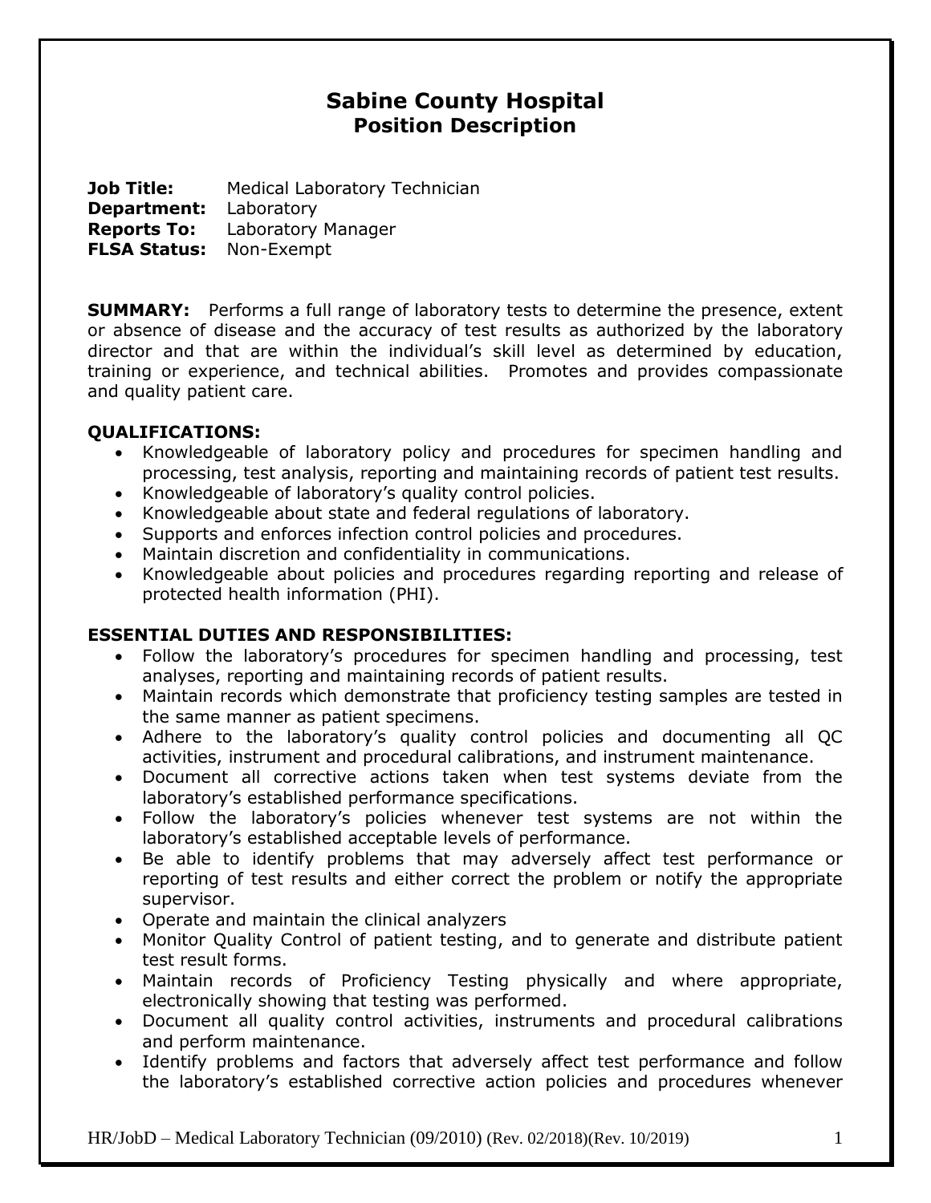# Sabine County Hospital
## Position Description

**Job Title:** Medical Laboratory Technician
**Department:** Laboratory
**Reports To:** Laboratory Manager
**FLSA Status:** Non-Exempt

**SUMMARY:** Performs a full range of laboratory tests to determine the presence, extent or absence of disease and the accuracy of test results as authorized by the laboratory director and that are within the individual's skill level as determined by education, training or experience, and technical abilities. Promotes and provides compassionate and quality patient care.

**QUALIFICATIONS:**

- Knowledgeable of laboratory policy and procedures for specimen handling and processing, test analysis, reporting and maintaining records of patient test results.
- Knowledgeable of laboratory's quality control policies.
- Knowledgeable about state and federal regulations of laboratory.
- Supports and enforces infection control policies and procedures.
- Maintain discretion and confidentiality in communications.
- Knowledgeable about policies and procedures regarding reporting and release of protected health information (PHI).

**ESSENTIAL DUTIES AND RESPONSIBILITIES:**

- Follow the laboratory's procedures for specimen handling and processing, test analyses, reporting and maintaining records of patient results.
- Maintain records which demonstrate that proficiency testing samples are tested in the same manner as patient specimens.
- Adhere to the laboratory's quality control policies and documenting all QC activities, instrument and procedural calibrations, and instrument maintenance.
- Document all corrective actions taken when test systems deviate from the laboratory's established performance specifications.
- Follow the laboratory's policies whenever test systems are not within the laboratory's established acceptable levels of performance.
- Be able to identify problems that may adversely affect test performance or reporting of test results and either correct the problem or notify the appropriate supervisor.
- Operate and maintain the clinical analyzers
- Monitor Quality Control of patient testing, and to generate and distribute patient test result forms.
- Maintain records of Proficiency Testing physically and where appropriate, electronically showing that testing was performed.
- Document all quality control activities, instruments and procedural calibrations and perform maintenance.
- Identify problems and factors that adversely affect test performance and follow the laboratory's established corrective action policies and procedures whenever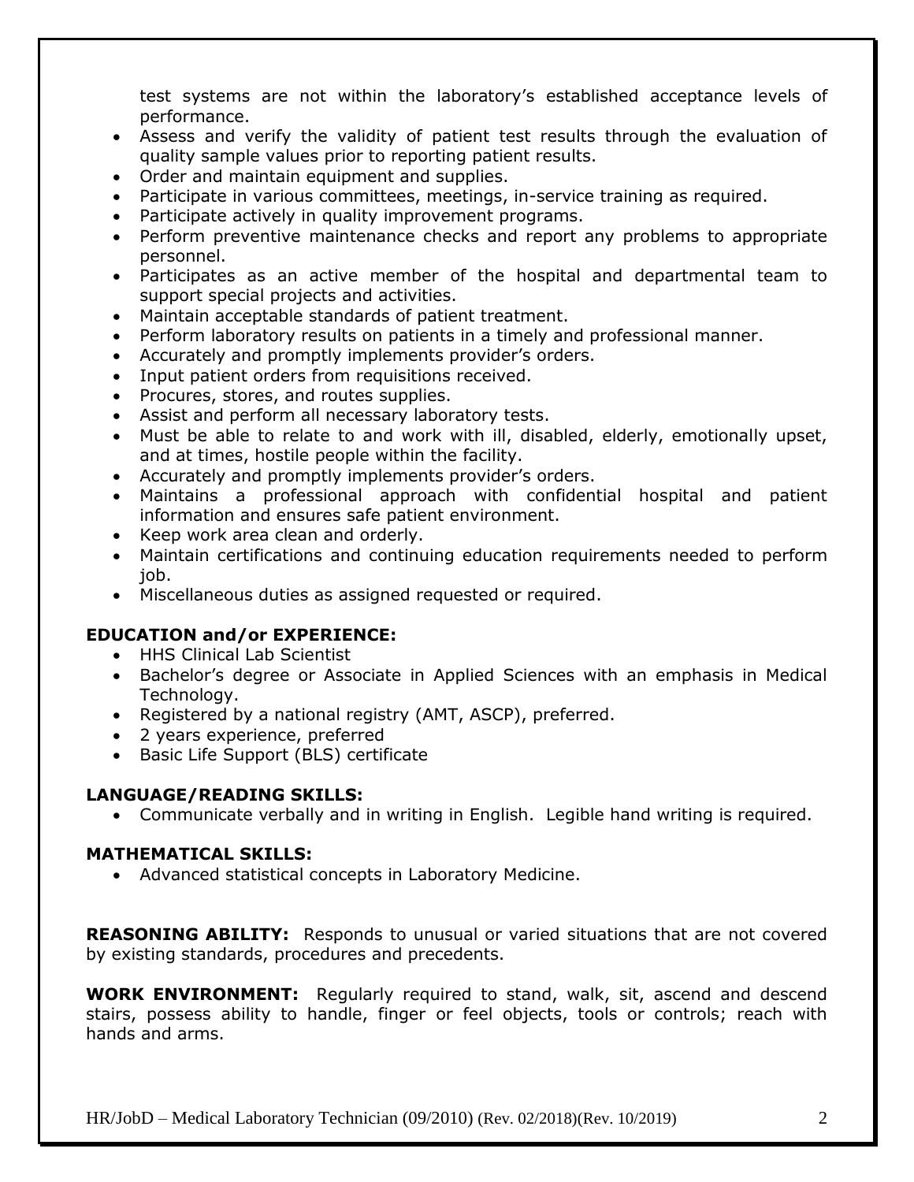test systems are not within the laboratory's established acceptance levels of performance.

- Assess and verify the validity of patient test results through the evaluation of quality sample values prior to reporting patient results.
- Order and maintain equipment and supplies.
- Participate in various committees, meetings, in-service training as required.
- Participate actively in quality improvement programs.
- Perform preventive maintenance checks and report any problems to appropriate personnel.
- Participates as an active member of the hospital and departmental team to support special projects and activities.
- Maintain acceptable standards of patient treatment.
- Perform laboratory results on patients in a timely and professional manner.
- Accurately and promptly implements provider's orders.
- Input patient orders from requisitions received.
- Procures, stores, and routes supplies.
- Assist and perform all necessary laboratory tests.
- Must be able to relate to and work with ill, disabled, elderly, emotionally upset, and at times, hostile people within the facility.
- Accurately and promptly implements provider's orders.
- Maintains a professional approach with confidential hospital and patient information and ensures safe patient environment.
- Keep work area clean and orderly.
- Maintain certifications and continuing education requirements needed to perform job.
- Miscellaneous duties as assigned requested or required.

**EDUCATION and/or EXPERIENCE:**

- HHS Clinical Lab Scientist
- Bachelor's degree or Associate in Applied Sciences with an emphasis in Medical Technology.
- Registered by a national registry (AMT, ASCP), preferred.
- 2 years experience, preferred
- Basic Life Support (BLS) certificate

**LANGUAGE/READING SKILLS:**

- Communicate verbally and in writing in English. Legible hand writing is required.

**MATHEMATICAL SKILLS:**

- Advanced statistical concepts in Laboratory Medicine.

**REASONING ABILITY:** Responds to unusual or varied situations that are not covered by existing standards, procedures and precedents.

**WORK ENVIRONMENT:** Regularly required to stand, walk, sit, ascend and descend stairs, possess ability to handle, finger or feel objects, tools or controls; reach with hands and arms.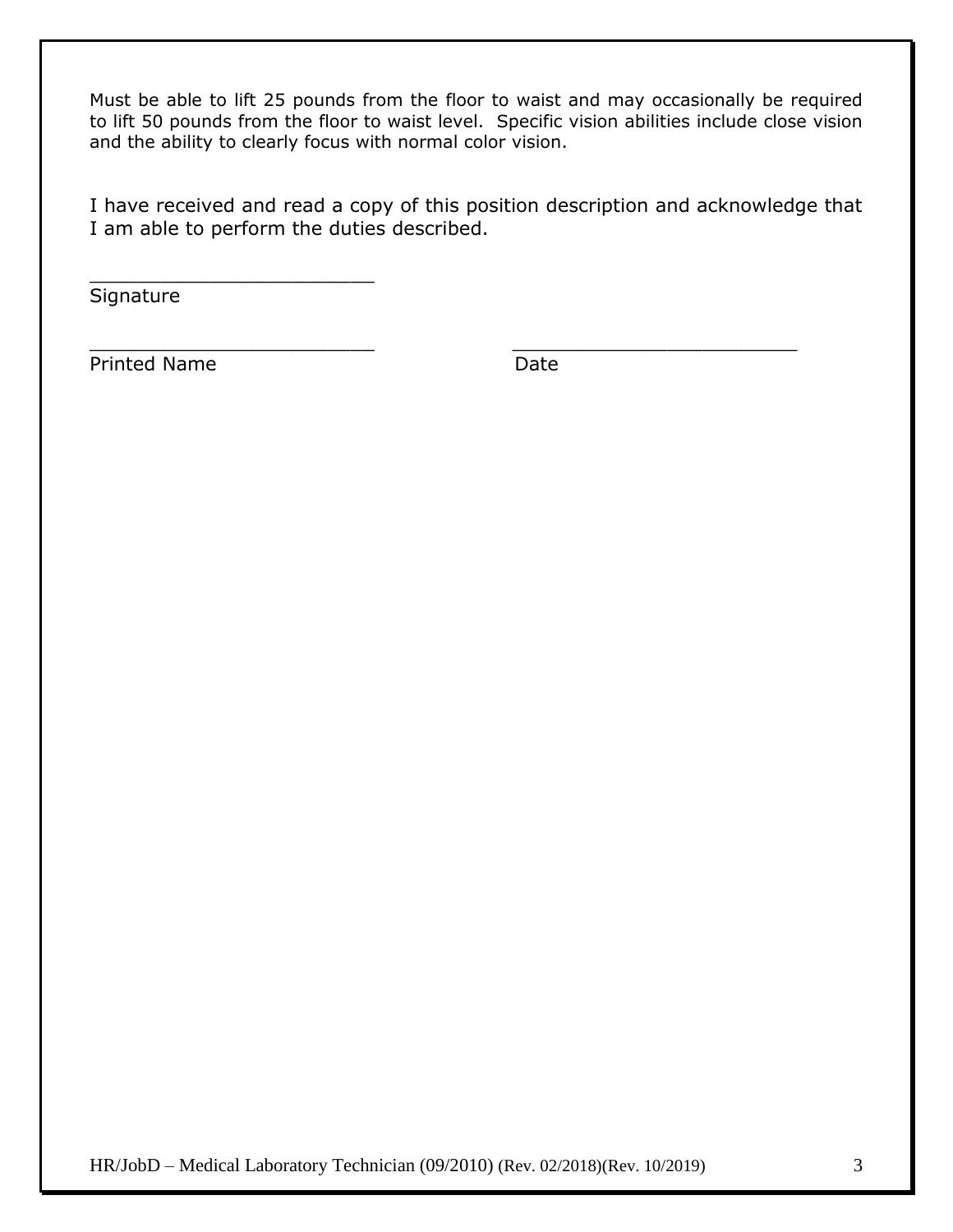Must be able to lift 25 pounds from the floor to waist and may occasionally be required to lift 50 pounds from the floor to waist level. Specific vision abilities include close vision and the ability to clearly focus with normal color vision.

I have received and read a copy of this position description and acknowledge that I am able to perform the duties described.

_________________________
Signature

_________________________ _________________________
Printed Name Date